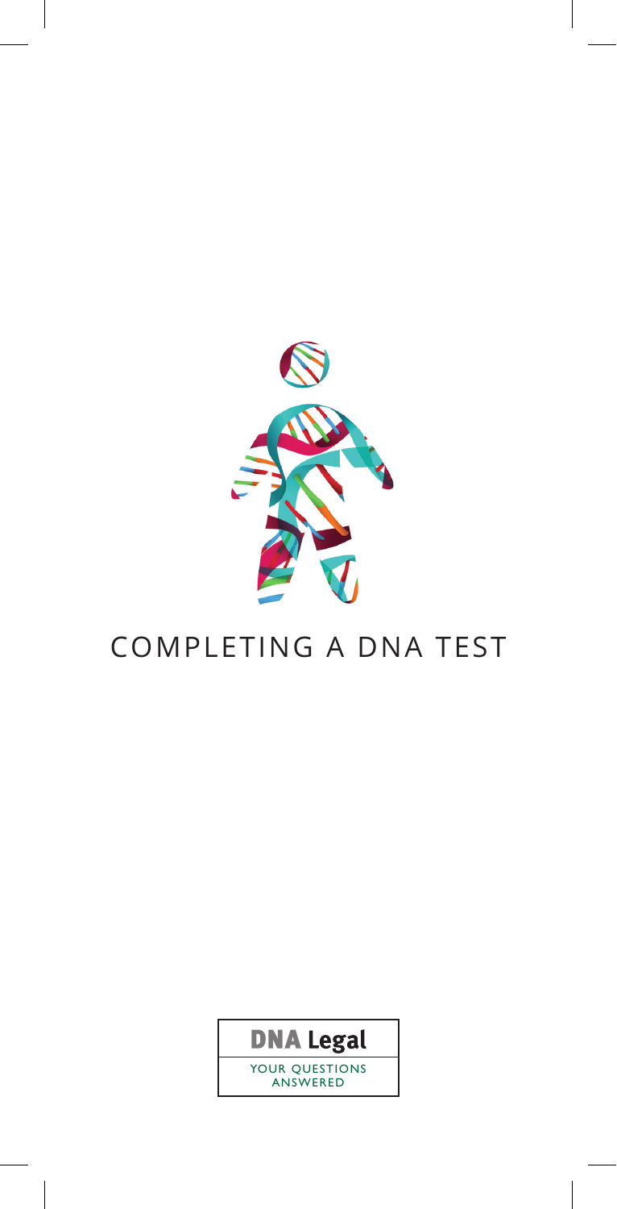# COMPLETING A DNA TEST

**DNA Legal**

YOUR QUESTIONS ANSWERED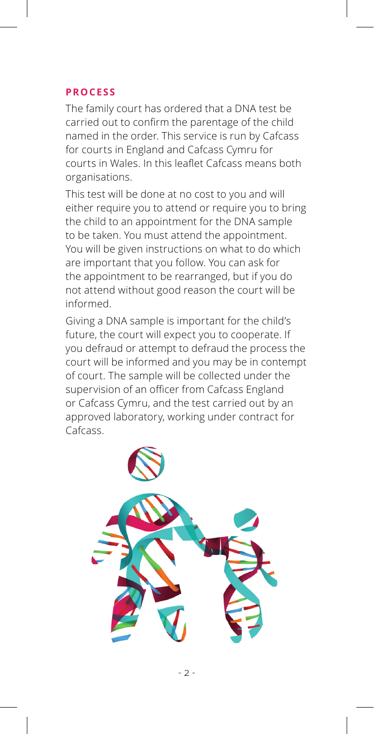## PROCESS

The family court has ordered that a DNA test be carried out to confirm the parentage of the child named in the order. This service is run by Cafcass for courts in England and Cafcass Cymru for courts in Wales. In this leaflet Cafcass means both organisations.

This test will be done at no cost to you and will either require you to attend or require you to bring the child to an appointment for the DNA sample to be taken. You must attend the appointment. You will be given instructions on what to do which are important that you follow. You can ask for the appointment to be rearranged, but if you do not attend without good reason the court will be informed.

Giving a DNA sample is important for the child's future, the court will expect you to cooperate. If you defraud or attempt to defraud the process the court will be informed and you may be in contempt of court. The sample will be collected under the supervision of an officer from Cafcass England or Cafcass Cymru, and the test carried out by an approved laboratory, working under contract for Cafcass.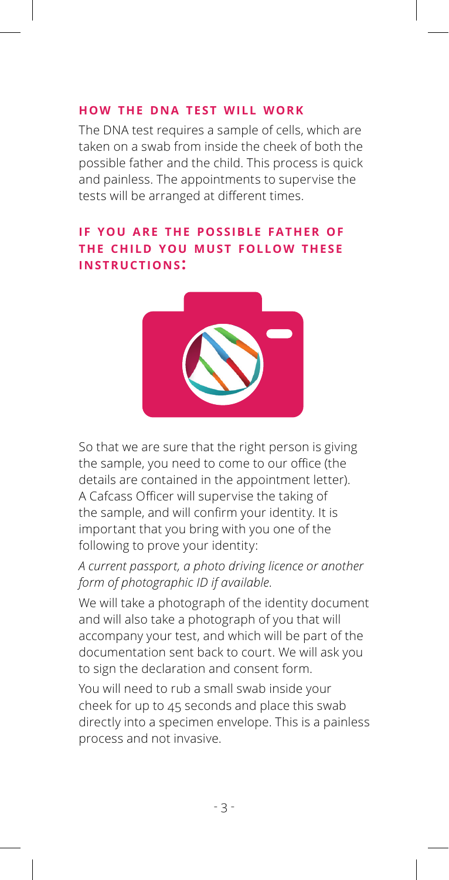## HOW THE DNA TEST WILL WORK

The DNA test requires a sample of cells, which are taken on a swab from inside the cheek of both the possible father and the child. This process is quick and painless. The appointments to supervise the tests will be arranged at different times.

## IF YOU ARE THE POSSIBLE FATHER OF THE CHILD YOU MUST FOLLOW THESE INSTRUCTIONS:

So that we are sure that the right person is giving the sample, you need to come to our office (the details are contained in the appointment letter). A Cafcass Officer will supervise the taking of the sample, and will confirm your identity. It is important that you bring with you one of the following to prove your identity:

*A current passport, a photo driving licence or another form of photographic ID if available.*

We will take a photograph of the identity document and will also take a photograph of you that will accompany your test, and which will be part of the documentation sent back to court. We will ask you to sign the declaration and consent form.

You will need to rub a small swab inside your cheek for up to 45 seconds and place this swab directly into a specimen envelope. This is a painless process and not invasive.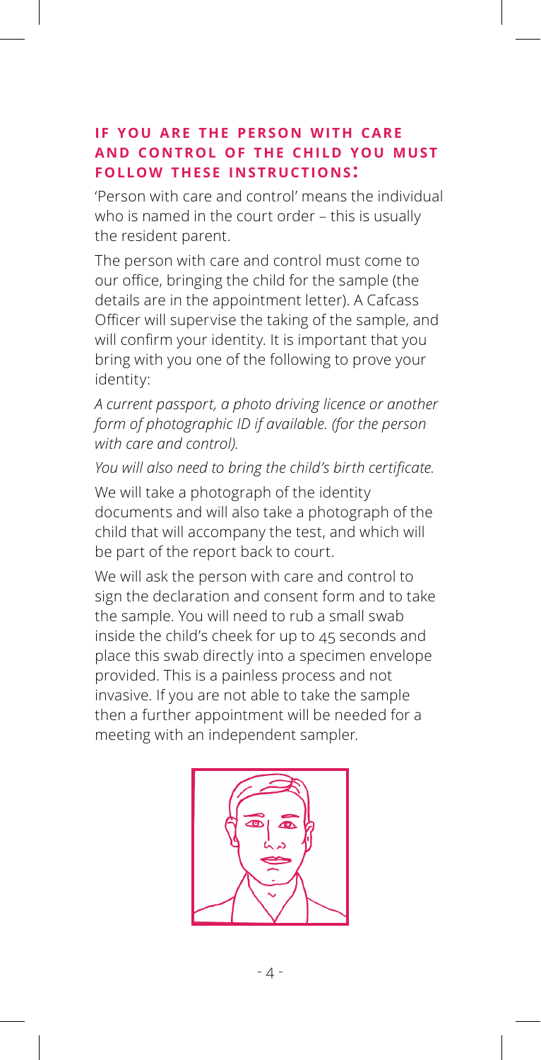### IF YOU ARE THE PERSON WITH CARE AND CONTROL OF THE CHILD YOU MUST FOLLOW THESE INSTRUCTIONS:

'Person with care and control' means the individual who is named in the court order – this is usually the resident parent.

The person with care and control must come to our office, bringing the child for the sample (the details are in the appointment letter). A Cafcass Officer will supervise the taking of the sample, and will confirm your identity. It is important that you bring with you one of the following to prove your identity:

*A current passport, a photo driving licence or another form of photographic ID if available. (for the person with care and control).*

*You will also need to bring the child's birth certificate.*

We will take a photograph of the identity documents and will also take a photograph of the child that will accompany the test, and which will be part of the report back to court.

We will ask the person with care and control to sign the declaration and consent form and to take the sample. You will need to rub a small swab inside the child's cheek for up to 45 seconds and place this swab directly into a specimen envelope provided. This is a painless process and not invasive. If you are not able to take the sample then a further appointment will be needed for a meeting with an independent sampler.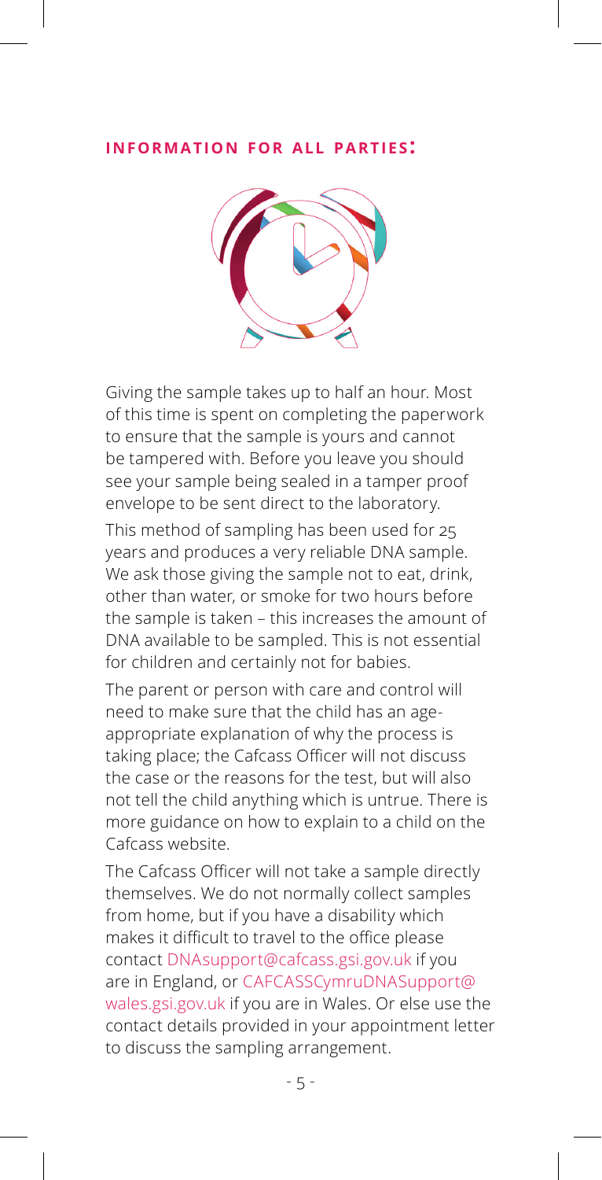## INFORMATION FOR ALL PARTIES:

Giving the sample takes up to half an hour. Most of this time is spent on completing the paperwork to ensure that the sample is yours and cannot be tampered with. Before you leave you should see your sample being sealed in a tamper proof envelope to be sent direct to the laboratory.

This method of sampling has been used for 25 years and produces a very reliable DNA sample. We ask those giving the sample not to eat, drink, other than water, or smoke for two hours before the sample is taken – this increases the amount of DNA available to be sampled. This is not essential for children and certainly not for babies.

The parent or person with care and control will need to make sure that the child has an age-appropriate explanation of why the process is taking place; the Cafcass Officer will not discuss the case or the reasons for the test, but will also not tell the child anything which is untrue. There is more guidance on how to explain to a child on the Cafcass website.

The Cafcass Officer will not take a sample directly themselves. We do not normally collect samples from home, but if you have a disability which makes it difficult to travel to the office please contact DNAsupport@cafcass.gsi.gov.uk if you are in England, or CAFCASSCymruDNASupport@wales.gsi.gov.uk if you are in Wales. Or else use the contact details provided in your appointment letter to discuss the sampling arrangement.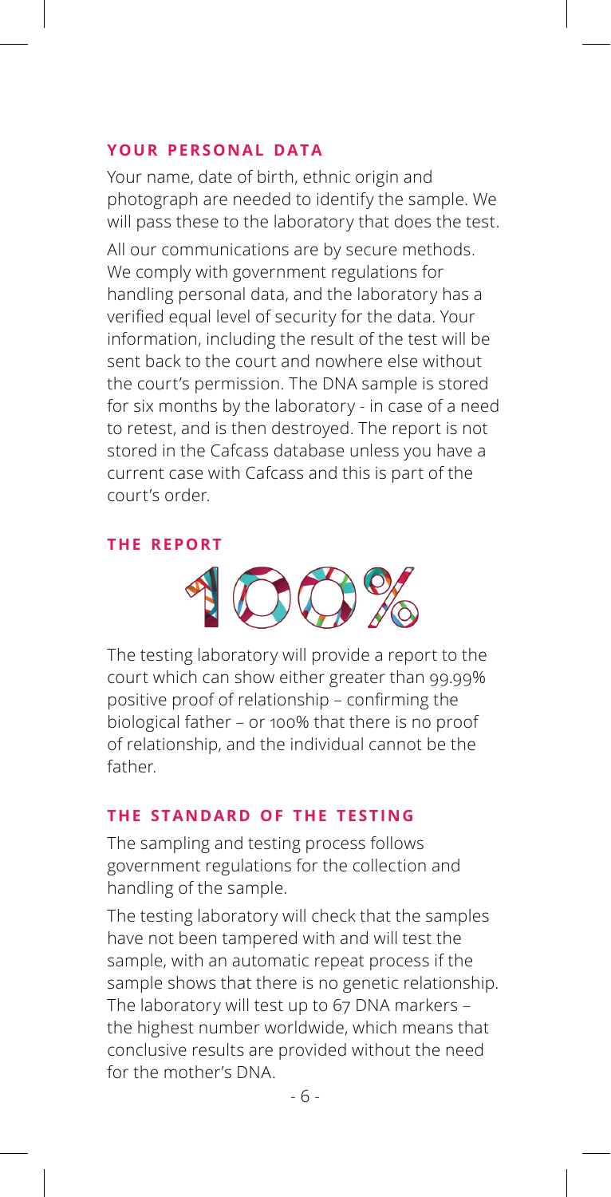## YOUR PERSONAL DATA

Your name, date of birth, ethnic origin and photograph are needed to identify the sample. We will pass these to the laboratory that does the test.

All our communications are by secure methods. We comply with government regulations for handling personal data, and the laboratory has a verified equal level of security for the data. Your information, including the result of the test will be sent back to the court and nowhere else without the court's permission. The DNA sample is stored for six months by the laboratory - in case of a need to retest, and is then destroyed. The report is not stored in the Cafcass database unless you have a current case with Cafcass and this is part of the court's order.

## THE REPORT

100%

The testing laboratory will provide a report to the court which can show either greater than 99.99% positive proof of relationship – confirming the biological father – or 100% that there is no proof of relationship, and the individual cannot be the father.

## THE STANDARD OF THE TESTING

The sampling and testing process follows government regulations for the collection and handling of the sample.

The testing laboratory will check that the samples have not been tampered with and will test the sample, with an automatic repeat process if the sample shows that there is no genetic relationship. The laboratory will test up to 67 DNA markers – the highest number worldwide, which means that conclusive results are provided without the need for the mother's DNA.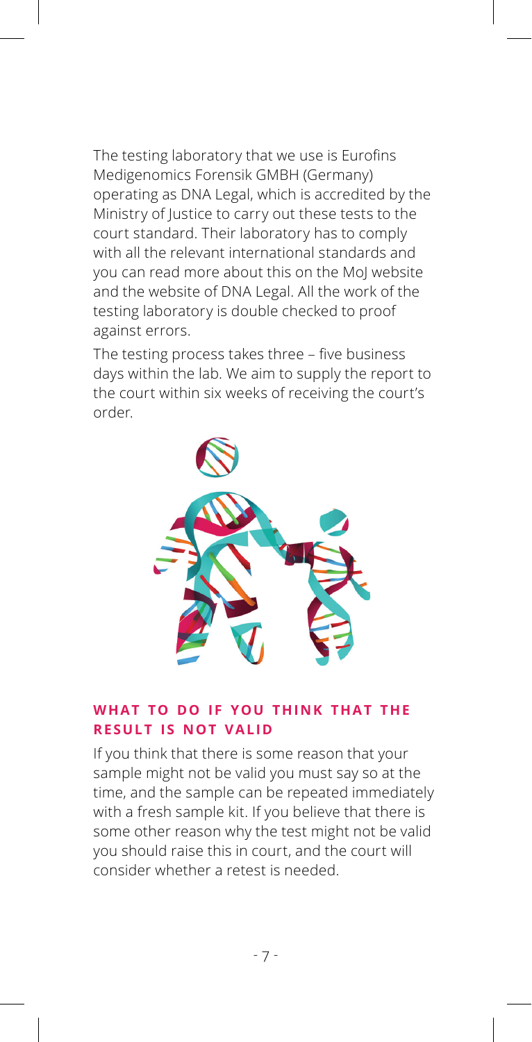The testing laboratory that we use is Eurofins Medigenomics Forensik GMBH (Germany) operating as DNA Legal, which is accredited by the Ministry of Justice to carry out these tests to the court standard. Their laboratory has to comply with all the relevant international standards and you can read more about this on the MoJ website and the website of DNA Legal. All the work of the testing laboratory is double checked to proof against errors.

The testing process takes three – five business days within the lab. We aim to supply the report to the court within six weeks of receiving the court's order.

## WHAT TO DO IF YOU THINK THAT THE RESULT IS NOT VALID

If you think that there is some reason that your sample might not be valid you must say so at the time, and the sample can be repeated immediately with a fresh sample kit. If you believe that there is some other reason why the test might not be valid you should raise this in court, and the court will consider whether a retest is needed.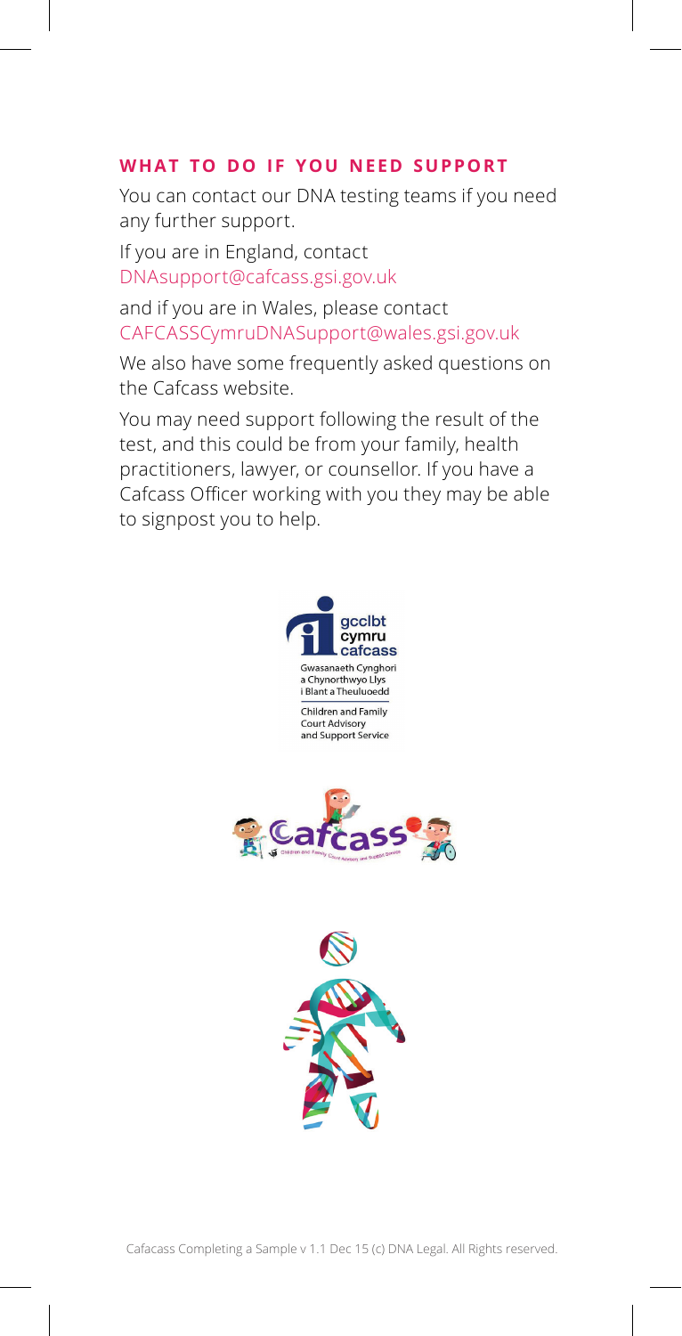## WHAT TO DO IF YOU NEED SUPPORT

You can contact our DNA testing teams if you need any further support.

If you are in England, contact DNAsupport@cafcass.gsi.gov.uk

and if you are in Wales, please contact CAFCASSCymruDNASupport@wales.gsi.gov.uk

We also have some frequently asked questions on the Cafcass website.

You may need support following the result of the test, and this could be from your family, health practitioners, lawyer, or counsellor. If you have a Cafcass Officer working with you they may be able to signpost you to help.

gcclbt cymru cafcass

Gwasanaeth Cynghori a Chynorthwyo Llys i Blant a Theuluoedd

Children and Family Court Advisory and Support Service

Cafcass

Cafacass Completing a Sample v 1.1 Dec 15 (c) DNA Legal. All Rights reserved.